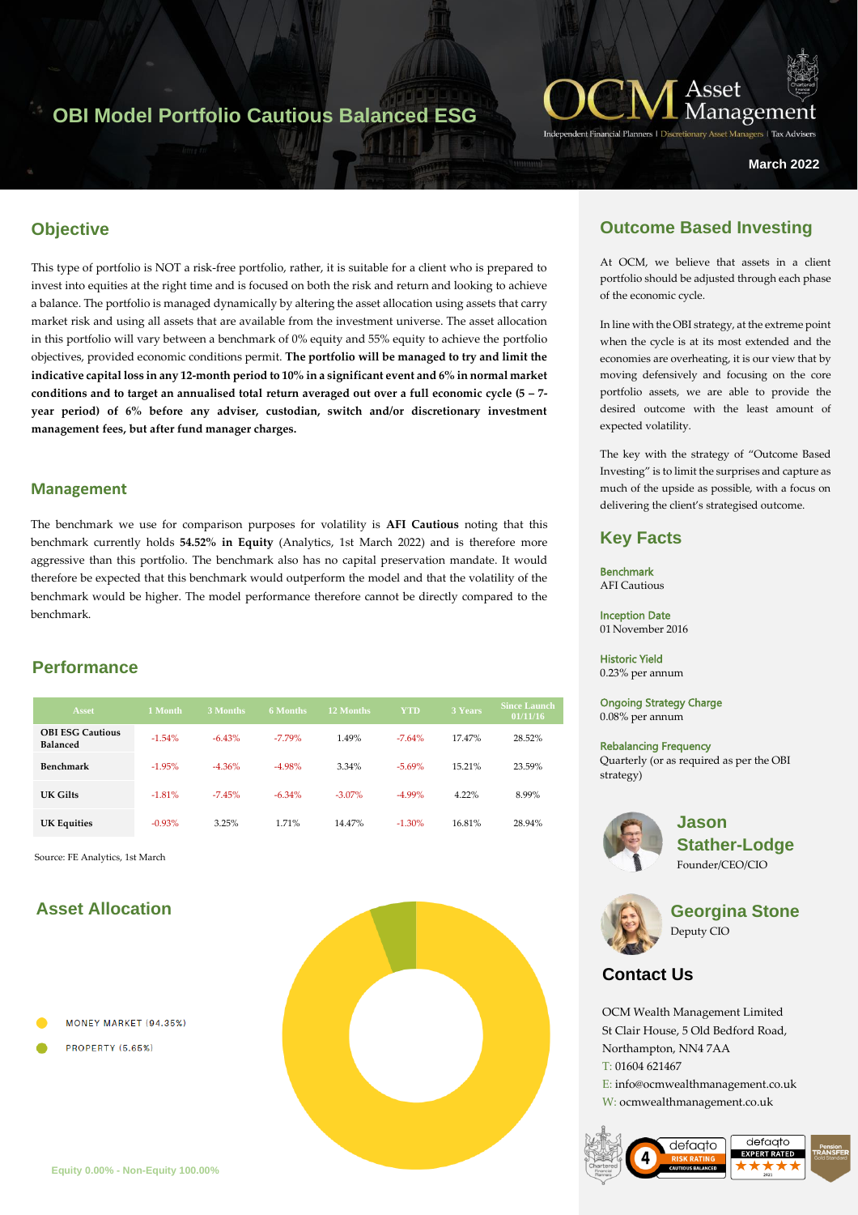# OBI Model Portfolio Cautious Balanced ESG

OCM Asset Management

Independent Financial Planners | Discretionary Asset Managers | Tax Advisers

March 2022

## Objective

This type of portfolio is NOT a risk-free portfolio, rather, it is suitable for a client who is prepared to invest into equities at the right time and is focused on both the risk and return and looking to achieve a balance. The portfolio is managed dynamically by altering the asset allocation using assets that carry market risk and using all assets that are available from the investment universe. The asset allocation in this portfolio will vary between a benchmark of 0% equity and 55% equity to achieve the portfolio objectives, provided economic conditions permit. **The portfolio will be managed to try and limit the indicative capital loss in any 12-month period to 10% in a significant event and 6% in normal market conditions and to target an annualised total return averaged out over a full economic cycle (5 – 7-year period) of 6% before any adviser, custodian, switch and/or discretionary investment management fees, but after fund manager charges.**

## Management

The benchmark we use for comparison purposes for volatility is **AFI Cautious** noting that this benchmark currently holds **54.52% in Equity** (Analytics, 1st March 2022) and is therefore more aggressive than this portfolio. The benchmark also has no capital preservation mandate. It would therefore be expected that this benchmark would outperform the model and that the volatility of the benchmark would be higher. The model performance therefore cannot be directly compared to the benchmark.

## Performance

| Asset | 1 Month | 3 Months | 6 Months | 12 Months | YTD | 3 Years | Since Launch 01/11/16 |
|---|---|---|---|---|---|---|---|
| **OBI ESG Cautious Balanced** | -1.54% | -6.43% | -7.79% | 1.49% | -7.64% | 17.47% | 28.52% |
| **Benchmark** | -1.95% | -4.36% | -4.98% | 3.34% | -5.69% | 15.21% | 23.59% |
| **UK Gilts** | -1.81% | -7.45% | -6.34% | -3.07% | -4.99% | 4.22% | 8.99% |
| **UK Equities** | -0.93% | 3.25% | 1.71% | 14.47% | -1.30% | 16.81% | 28.94% |

Source: FE Analytics, 1st March

## Asset Allocation

- MONEY MARKET (94.35%)
- PROPERTY (5.65%)

Equity 0.00% - Non-Equity 100.00%

## Outcome Based Investing

At OCM, we believe that assets in a client portfolio should be adjusted through each phase of the economic cycle.

In line with the OBI strategy, at the extreme point when the cycle is at its most extended and the economies are overheating, it is our view that by moving defensively and focusing on the core portfolio assets, we are able to provide the desired outcome with the least amount of expected volatility.

The key with the strategy of "Outcome Based Investing" is to limit the surprises and capture as much of the upside as possible, with a focus on delivering the client's strategised outcome.

## Key Facts

**Benchmark**
AFI Cautious

**Inception Date**
01 November 2016

**Historic Yield**
0.23% per annum

**Ongoing Strategy Charge**
0.08% per annum

**Rebalancing Frequency**
Quarterly (or as required as per the OBI strategy)

**Jason Stather-Lodge**
Founder/CEO/CIO

**Georgina Stone**
Deputy CIO

## Contact Us

OCM Wealth Management Limited
St Clair House, 5 Old Bedford Road,
Northampton, NN4 7AA
T: 01604 621467
E: info@ocmwealthmanagement.co.uk
W: ocmwealthmanagement.co.uk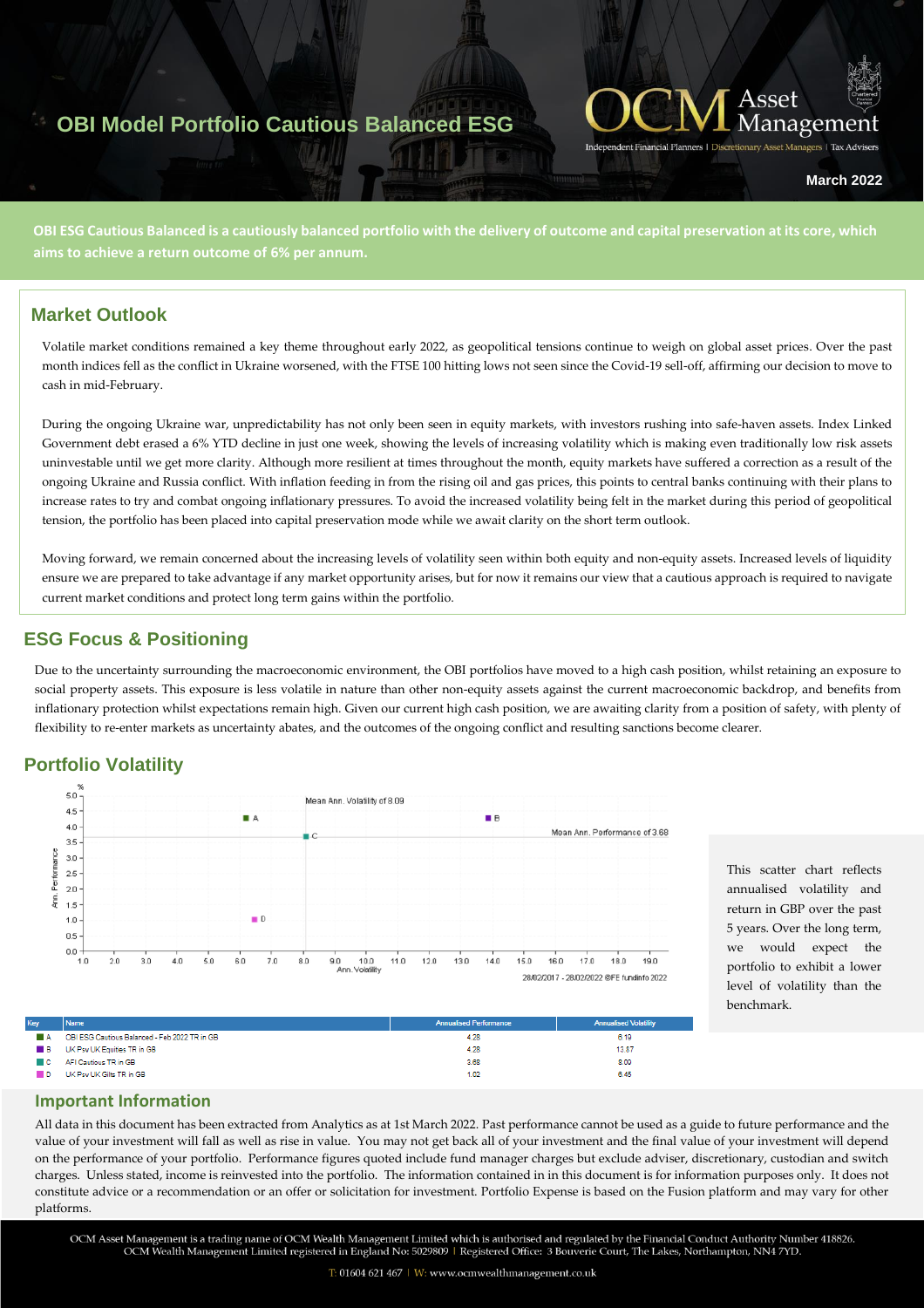# OBI Model Portfolio Cautious Balanced ESG

OCM Asset Management

Independent Financial Planners | Discretionary Asset Managers | Tax Advisers

March 2022

**OBI ESG Cautious Balanced is a cautiously balanced portfolio with the delivery of outcome and capital preservation at its core, which aims to achieve a return outcome of 6% per annum.**

## Market Outlook

Volatile market conditions remained a key theme throughout early 2022, as geopolitical tensions continue to weigh on global asset prices. Over the past month indices fell as the conflict in Ukraine worsened, with the FTSE 100 hitting lows not seen since the Covid-19 sell-off, affirming our decision to move to cash in mid-February.

During the ongoing Ukraine war, unpredictability has not only been seen in equity markets, with investors rushing into safe-haven assets. Index Linked Government debt erased a 6% YTD decline in just one week, showing the levels of increasing volatility which is making even traditionally low risk assets uninvestable until we get more clarity. Although more resilient at times throughout the month, equity markets have suffered a correction as a result of the ongoing Ukraine and Russia conflict. With inflation feeding in from the rising oil and gas prices, this points to central banks continuing with their plans to increase rates to try and combat ongoing inflationary pressures. To avoid the increased volatility being felt in the market during this period of geopolitical tension, the portfolio has been placed into capital preservation mode while we await clarity on the short term outlook.

Moving forward, we remain concerned about the increasing levels of volatility seen within both equity and non-equity assets. Increased levels of liquidity ensure we are prepared to take advantage if any market opportunity arises, but for now it remains our view that a cautious approach is required to navigate current market conditions and protect long term gains within the portfolio.

## ESG Focus & Positioning

Due to the uncertainty surrounding the macroeconomic environment, the OBI portfolios have moved to a high cash position, whilst retaining an exposure to social property assets. This exposure is less volatile in nature than other non-equity assets against the current macroeconomic backdrop, and benefits from inflationary protection whilst expectations remain high. Given our current high cash position, we are awaiting clarity from a position of safety, with plenty of flexibility to re-enter markets as uncertainty abates, and the outcomes of the ongoing conflict and resulting sanctions become clearer.

## Portfolio Volatility

Mean Ann. Volatility of 8.09

Mean Ann. Performance of 3.68

Ann. Performance (%)

Ann. Volatility

28/02/2017 - 28/02/2022 ©FE fundinfo 2022

This scatter chart reflects annualised volatility and return in GBP over the past 5 years. Over the long term, we would expect the portfolio to exhibit a lower level of volatility than the benchmark.

| Key | Name | Annualised Performance | Annualised Volatility |
|---|---|---|---|
| A | OBI ESG Cautious Balanced - Feb 2022 TR in GB | 4.28 | 6.19 |
| B | UK Psv UK Equities TR in GB | 4.28 | 13.87 |
| C | AFI Cautious TR in GB | 3.68 | 8.09 |
| D | UK Psv UK Gilts TR in GB | 1.02 | 6.45 |

## Important Information

All data in this document has been extracted from Analytics as at 1st March 2022. Past performance cannot be used as a guide to future performance and the value of your investment will fall as well as rise in value. You may not get back all of your investment and the final value of your investment will depend on the performance of your portfolio. Performance figures quoted include fund manager charges but exclude adviser, discretionary, custodian and switch charges. Unless stated, income is reinvested into the portfolio. The information contained in in this document is for information purposes only. It does not constitute advice or a recommendation or an offer or solicitation for investment. Portfolio Expense is based on the Fusion platform and may vary for other platforms.

OCM Asset Management is a trading name of OCM Wealth Management Limited which is authorised and regulated by the Financial Conduct Authority Number 418826. OCM Wealth Management Limited registered in England No: 5029809 | Registered Office: 3 Bouverie Court, The Lakes, Northampton, NN4 7YD.

T: 01604 621 467 | W: www.ocmwealthmanagement.co.uk